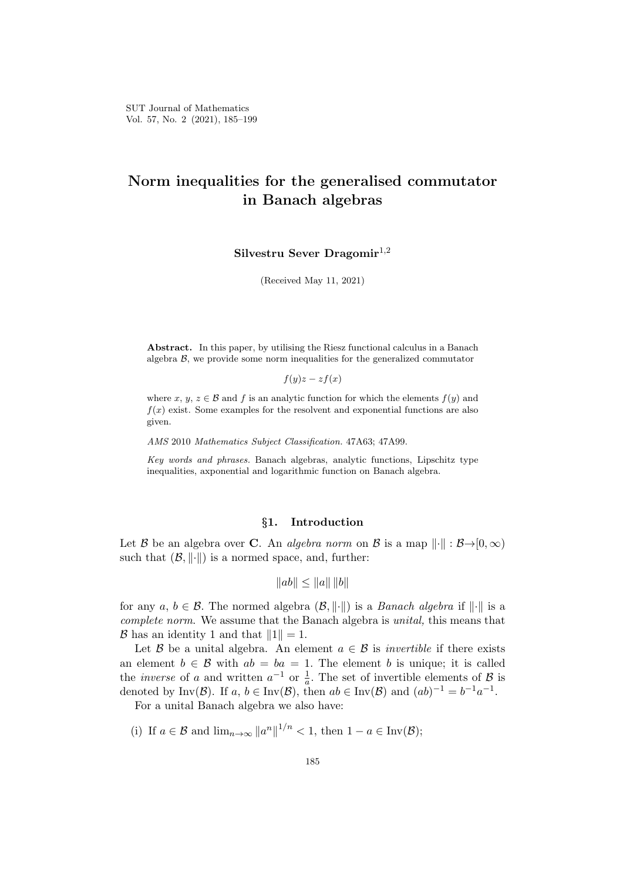# Norm inequalities for the generalised commutator in Banach algebras

**Silvestru Sever Dragomir**[1,2]

(Received May 11, 2021)

**Abstract.** In this paper, by utilising the Riesz functional calculus in a Banach algebra $\mathcal{B}$, we provide some norm inequalities for the generalized commutator

$$f(y)z - zf(x)$$

where $x, y, z \in \mathcal{B}$ and $f$ is an analytic function for which the elements $f(y)$ and $f(x)$ exist. Some examples for the resolvent and exponential functions are also given.

*AMS* 2010 *Mathematics Subject Classification.* 47A63; 47A99.

*Key words and phrases.* Banach algebras, analytic functions, Lipschitz type inequalities, axponential and logarithmic function on Banach algebra.

## §1. Introduction

Let $\mathcal{B}$ be an algebra over $\mathbf{C}$. An *algebra norm* on $\mathcal{B}$ is a map $\|\cdot\| : \mathcal{B} \to [0, \infty)$ such that $(\mathcal{B}, \|\cdot\|)$ is a normed space, and, further:

$$\|ab\| \leq \|a\| \|b\|$$

for any $a, b \in \mathcal{B}$. The normed algebra $(\mathcal{B}, \|\cdot\|)$ is a *Banach algebra* if $\|\cdot\|$ is a *complete norm*. We assume that the Banach algebra is *unital,* this means that $\mathcal{B}$ has an identity 1 and that $\|1\| = 1$.

Let $\mathcal{B}$ be a unital algebra. An element $a \in \mathcal{B}$ is *invertible* if there exists an element $b \in \mathcal{B}$ with $ab = ba = 1$. The element $b$ is unique; it is called the *inverse* of $a$ and written $a^{-1}$ or $\frac{1}{a}$. The set of invertible elements of $\mathcal{B}$ is denoted by $\text{Inv}(\mathcal{B})$. If $a, b \in \text{Inv}(\mathcal{B})$, then $ab \in \text{Inv}(\mathcal{B})$ and $(ab)^{-1} = b^{-1}a^{-1}$.

For a unital Banach algebra we also have:

(i) If $a \in \mathcal{B}$ and $\lim_{n\to\infty} \|a^n\|^{1/n} < 1$, then $1 - a \in \text{Inv}(\mathcal{B})$;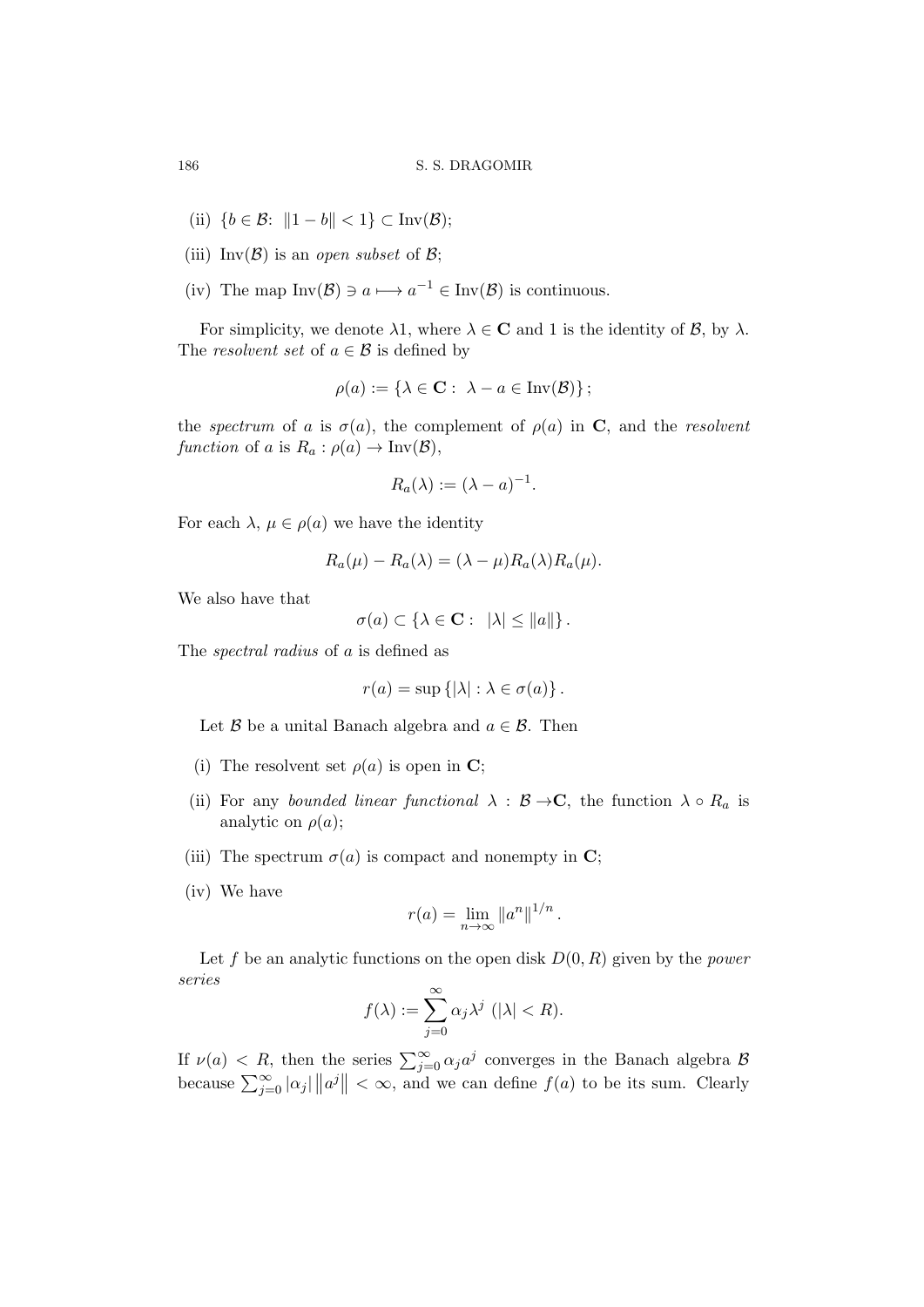(ii) $\{b \in \mathcal{B}\colon \ \|1 - b\| < 1\} \subset \operatorname{Inv}(\mathcal{B})$;

(iii) $\operatorname{Inv}(\mathcal{B})$ is an *open subset* of $\mathcal{B}$;

(iv) The map $\operatorname{Inv}(\mathcal{B}) \ni a \longmapsto a^{-1} \in \operatorname{Inv}(\mathcal{B})$ is continuous.

For simplicity, we denote $\lambda 1$, where $\lambda \in \mathbf{C}$ and $1$ is the identity of $\mathcal{B}$, by $\lambda$. The *resolvent set* of $a \in \mathcal{B}$ is defined by

$$\rho(a) := \{\lambda \in \mathbf{C} : \ \lambda - a \in \operatorname{Inv}(\mathcal{B})\};$$

the *spectrum* of $a$ is $\sigma(a)$, the complement of $\rho(a)$ in $\mathbf{C}$, and the *resolvent function* of $a$ is $R_a : \rho(a) \to \operatorname{Inv}(\mathcal{B})$,

$$R_a(\lambda) := (\lambda - a)^{-1}.$$

For each $\lambda$, $\mu \in \rho(a)$ we have the identity

$$R_a(\mu) - R_a(\lambda) = (\lambda - \mu) R_a(\lambda) R_a(\mu).$$

We also have that

$$\sigma(a) \subset \{\lambda \in \mathbf{C} : \ |\lambda| \leq \|a\|\}.$$

The *spectral radius* of $a$ is defined as

$$r(a) = \sup\{|\lambda| : \lambda \in \sigma(a)\}.$$

Let $\mathcal{B}$ be a unital Banach algebra and $a \in \mathcal{B}$. Then

(i) The resolvent set $\rho(a)$ is open in $\mathbf{C}$;

(ii) For any *bounded linear functional* $\lambda : \mathcal{B} \to \mathbf{C}$, the function $\lambda \circ R_a$ is analytic on $\rho(a)$;

(iii) The spectrum $\sigma(a)$ is compact and nonempty in $\mathbf{C}$;

(iv) We have

$$r(a) = \lim_{n \to \infty} \|a^n\|^{1/n}.$$

Let $f$ be an analytic functions on the open disk $D(0, R)$ given by the *power series*

$$f(\lambda) := \sum_{j=0}^{\infty} \alpha_j \lambda^j \ (|\lambda| < R).$$

If $\nu(a) < R$, then the series $\sum_{j=0}^{\infty} \alpha_j a^j$ converges in the Banach algebra $\mathcal{B}$ because $\sum_{j=0}^{\infty} |\alpha_j| \left\|a^j\right\| < \infty$, and we can define $f(a)$ to be its sum. Clearly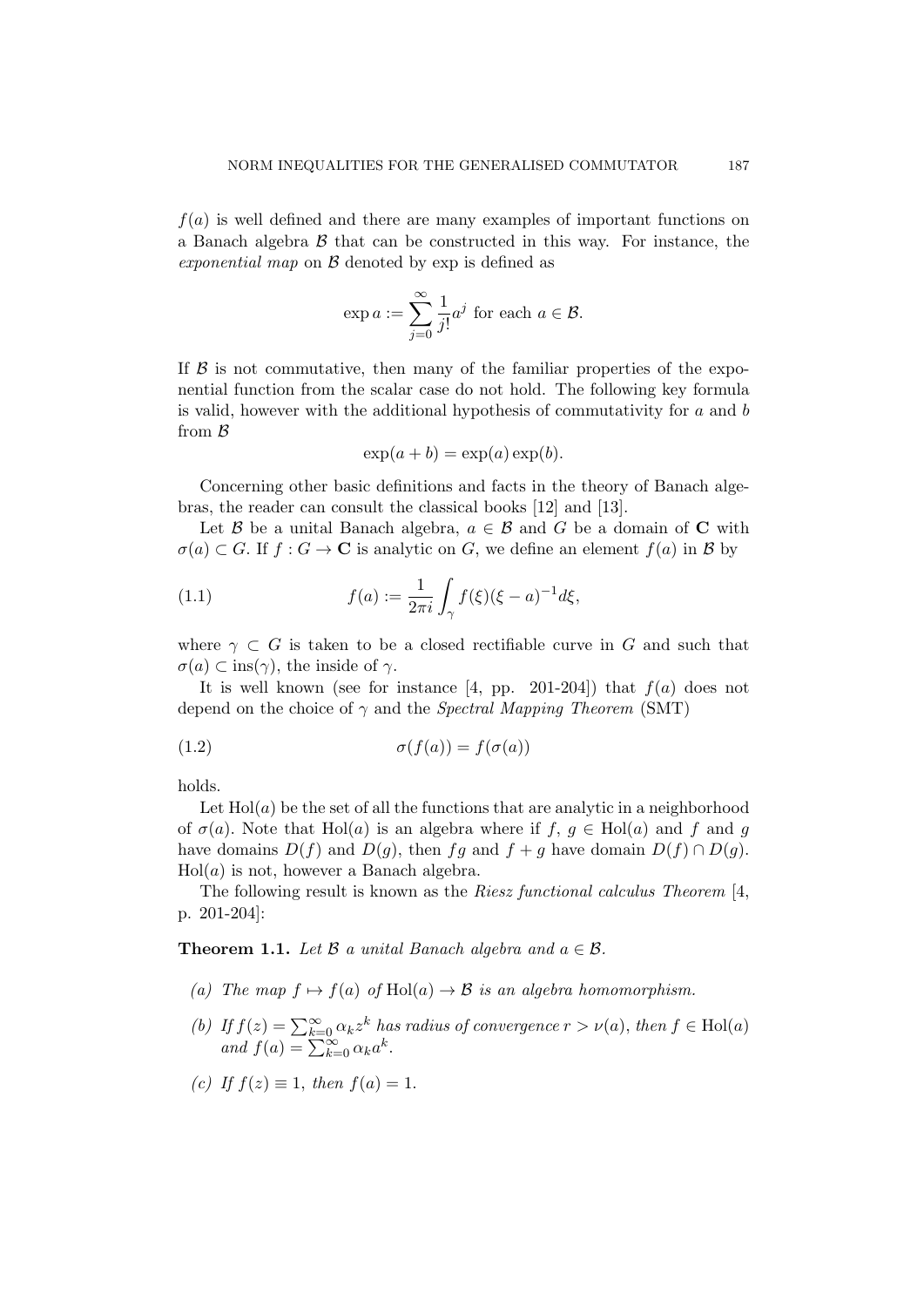$f(a)$ is well defined and there are many examples of important functions on a Banach algebra $\mathcal{B}$ that can be constructed in this way. For instance, the *exponential map* on $\mathcal{B}$ denoted by exp is defined as

$$\exp a := \sum_{j=0}^{\infty} \frac{1}{j!} a^j \text{ for each } a \in \mathcal{B}.$$

If $\mathcal{B}$ is not commutative, then many of the familiar properties of the exponential function from the scalar case do not hold. The following key formula is valid, however with the additional hypothesis of commutativity for $a$ and $b$ from $\mathcal{B}$

$$\exp(a+b) = \exp(a)\exp(b).$$

Concerning other basic definitions and facts in the theory of Banach algebras, the reader can consult the classical books [12] and [13].

Let $\mathcal{B}$ be a unital Banach algebra, $a \in \mathcal{B}$ and $G$ be a domain of $\mathbf{C}$ with $\sigma(a) \subset G$. If $f : G \to \mathbf{C}$ is analytic on $G$, we define an element $f(a)$ in $\mathcal{B}$ by

$$f(a) := \frac{1}{2\pi i} \int_{\gamma} f(\xi)(\xi - a)^{-1} d\xi, \tag{1.1}$$

where $\gamma \subset G$ is taken to be a closed rectifiable curve in $G$ and such that $\sigma(a) \subset \operatorname{ins}(\gamma)$, the inside of $\gamma$.

It is well known (see for instance [4, pp. 201-204]) that $f(a)$ does not depend on the choice of $\gamma$ and the *Spectral Mapping Theorem* (SMT)

$$\sigma(f(a)) = f(\sigma(a)) \tag{1.2}$$

holds.

Let $\operatorname{Hol}(a)$ be the set of all the functions that are analytic in a neighborhood of $\sigma(a)$. Note that $\operatorname{Hol}(a)$ is an algebra where if $f$, $g \in \operatorname{Hol}(a)$ and $f$ and $g$ have domains $D(f)$ and $D(g)$, then $fg$ and $f+g$ have domain $D(f) \cap D(g)$. $\operatorname{Hol}(a)$ is not, however a Banach algebra.

The following result is known as the *Riesz functional calculus Theorem* [4, p. 201-204]:

**Theorem 1.1.** *Let $\mathcal{B}$ a unital Banach algebra and $a \in \mathcal{B}$.*

*(a) The map $f \mapsto f(a)$ of $\operatorname{Hol}(a) \to \mathcal{B}$ is an algebra homomorphism.*

*(b) If $f(z) = \sum_{k=0}^{\infty} \alpha_k z^k$ has radius of convergence $r > \nu(a)$, then $f \in \operatorname{Hol}(a)$ and $f(a) = \sum_{k=0}^{\infty} \alpha_k a^k$.*

*(c) If $f(z) \equiv 1$, then $f(a) = 1$.*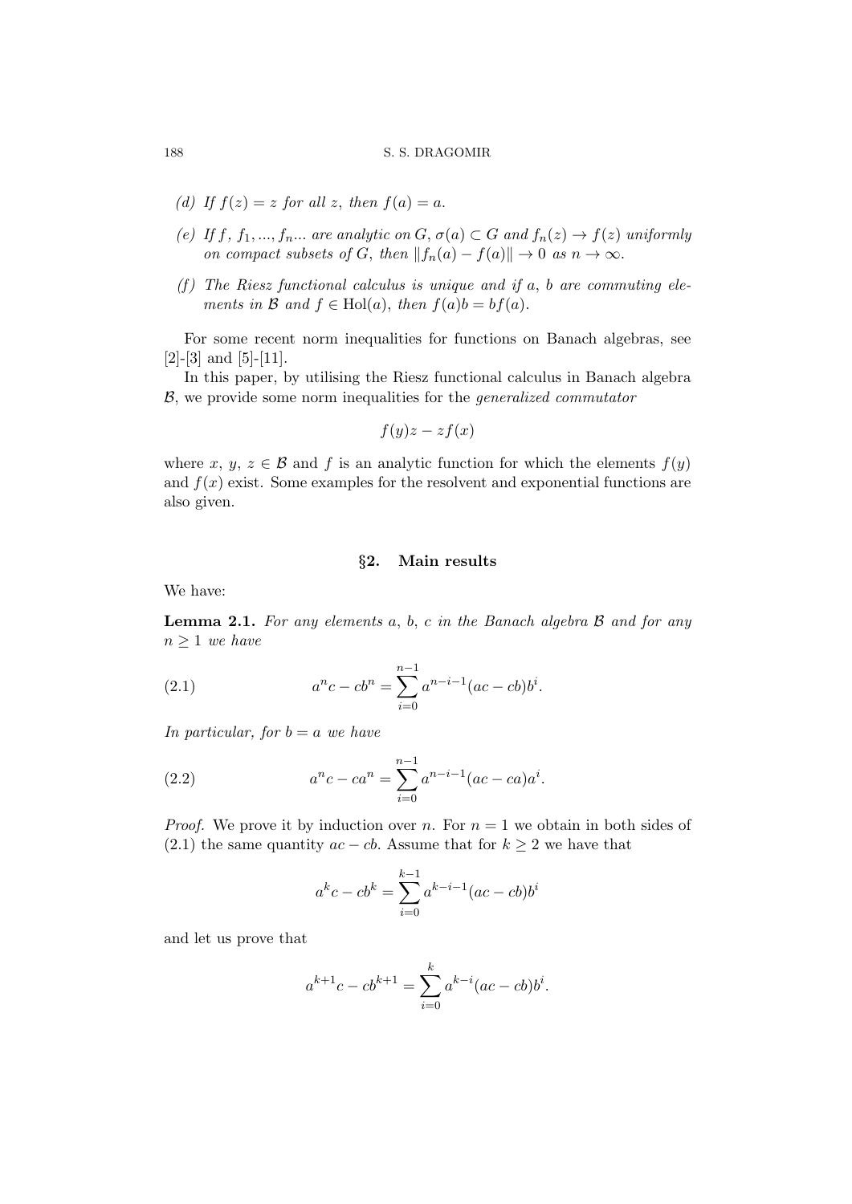(d) *If $f(z) = z$ for all $z$, then $f(a) = a$.*

(e) *If $f$, $f_1, ..., f_n...$ are analytic on $G$, $\sigma(a) \subset G$ and $f_n(z) \to f(z)$ uniformly on compact subsets of $G$, then $\|f_n(a) - f(a)\| \to 0$ as $n \to \infty$.*

(f) *The Riesz functional calculus is unique and if $a$, $b$ are commuting elements in $\mathcal{B}$ and $f \in \mathrm{Hol}(a)$, then $f(a)b = bf(a)$.*

For some recent norm inequalities for functions on Banach algebras, see [2]-[3] and [5]-[11].

In this paper, by utilising the Riesz functional calculus in Banach algebra $\mathcal{B}$, we provide some norm inequalities for the *generalized commutator*

$$f(y)z - zf(x)$$

where $x$, $y$, $z \in \mathcal{B}$ and $f$ is an analytic function for which the elements $f(y)$ and $f(x)$ exist. Some examples for the resolvent and exponential functions are also given.

## §2. Main results

We have:

**Lemma 2.1.** *For any elements $a$, $b$, $c$ in the Banach algebra $\mathcal{B}$ and for any $n \geq 1$ we have*

$$a^n c - cb^n = \sum_{i=0}^{n-1} a^{n-i-1}(ac - cb)b^i. \tag{2.1}$$

*In particular, for $b = a$ we have*

$$a^n c - ca^n = \sum_{i=0}^{n-1} a^{n-i-1}(ac - ca)a^i. \tag{2.2}$$

*Proof.* We prove it by induction over $n$. For $n = 1$ we obtain in both sides of (2.1) the same quantity $ac - cb$. Assume that for $k \geq 2$ we have that

$$a^k c - cb^k = \sum_{i=0}^{k-1} a^{k-i-1}(ac - cb)b^i$$

and let us prove that

$$a^{k+1} c - cb^{k+1} = \sum_{i=0}^{k} a^{k-i}(ac - cb)b^i.$$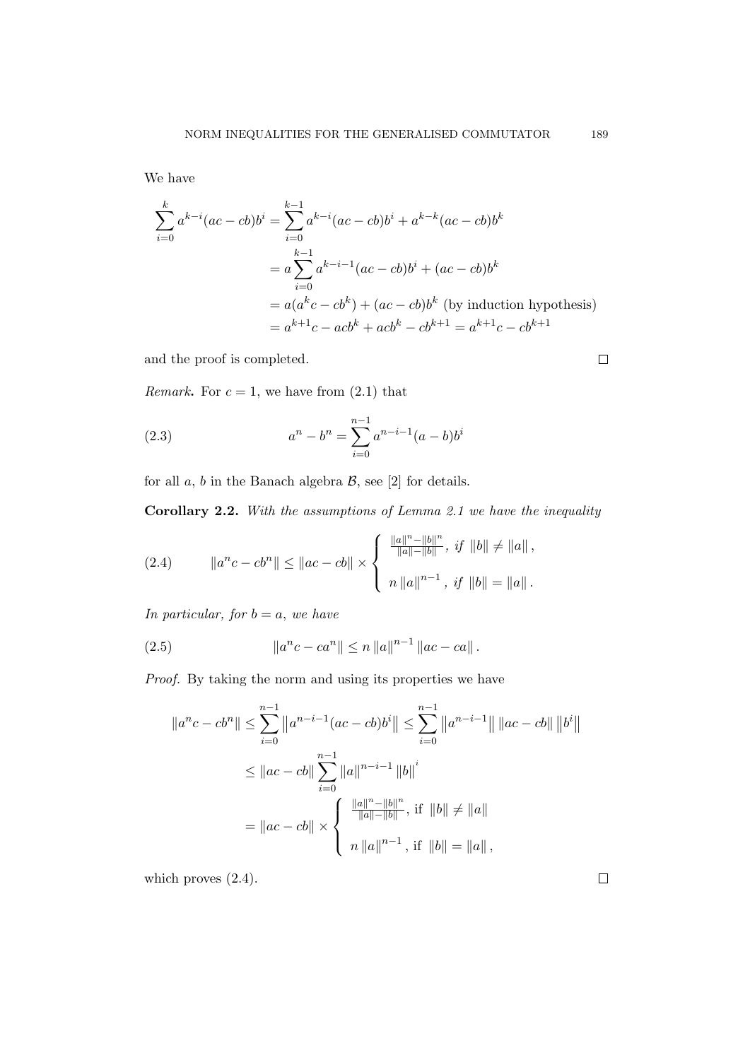We have

$$\begin{aligned}
\sum_{i=0}^{k} a^{k-i}(ac-cb)b^{i} &= \sum_{i=0}^{k-1} a^{k-i}(ac-cb)b^{i} + a^{k-k}(ac-cb)b^{k} \\
&= a\sum_{i=0}^{k-1} a^{k-i-1}(ac-cb)b^{i} + (ac-cb)b^{k} \\
&= a(a^{k}c-cb^{k}) + (ac-cb)b^{k} \text{ (by induction hypothesis)} \\
&= a^{k+1}c - acb^{k} + acb^{k} - cb^{k+1} = a^{k+1}c - cb^{k+1}
\end{aligned}$$

and the proof is completed. □

*Remark.* For $c = 1$, we have from (2.1) that

$$a^{n} - b^{n} = \sum_{i=0}^{n-1} a^{n-i-1}(a-b)b^{i} \tag{2.3}$$

for all $a$, $b$ in the Banach algebra $\mathcal{B}$, see [2] for details.

**Corollary 2.2.** *With the assumptions of Lemma 2.1 we have the inequality*

$$\|a^{n}c - cb^{n}\| \leq \|ac-cb\| \times \begin{cases} \frac{\|a\|^{n}-\|b\|^{n}}{\|a\|-\|b\|}, \ \textit{if} \ \|b\| \neq \|a\|, \\ \\ n\|a\|^{n-1}, \ \textit{if} \ \|b\| = \|a\|. \end{cases} \tag{2.4}$$

*In particular, for $b = a$, we have*

$$\|a^{n}c - ca^{n}\| \leq n\|a\|^{n-1}\|ac-ca\|. \tag{2.5}$$

*Proof.* By taking the norm and using its properties we have

$$\begin{aligned}
\|a^{n}c - cb^{n}\| &\leq \sum_{i=0}^{n-1} \left\|a^{n-i-1}(ac-cb)b^{i}\right\| \leq \sum_{i=0}^{n-1} \left\|a^{n-i-1}\right\| \|ac-cb\| \left\|b^{i}\right\| \\
&\leq \|ac-cb\| \sum_{i=0}^{n-1} \|a\|^{n-i-1}\|b\|^{i} \\
&= \|ac-cb\| \times \begin{cases} \frac{\|a\|^{n}-\|b\|^{n}}{\|a\|-\|b\|}, \text{ if } \|b\| \neq \|a\| \\ \\ n\|a\|^{n-1}, \text{ if } \|b\| = \|a\|, \end{cases}
\end{aligned}$$

which proves (2.4). □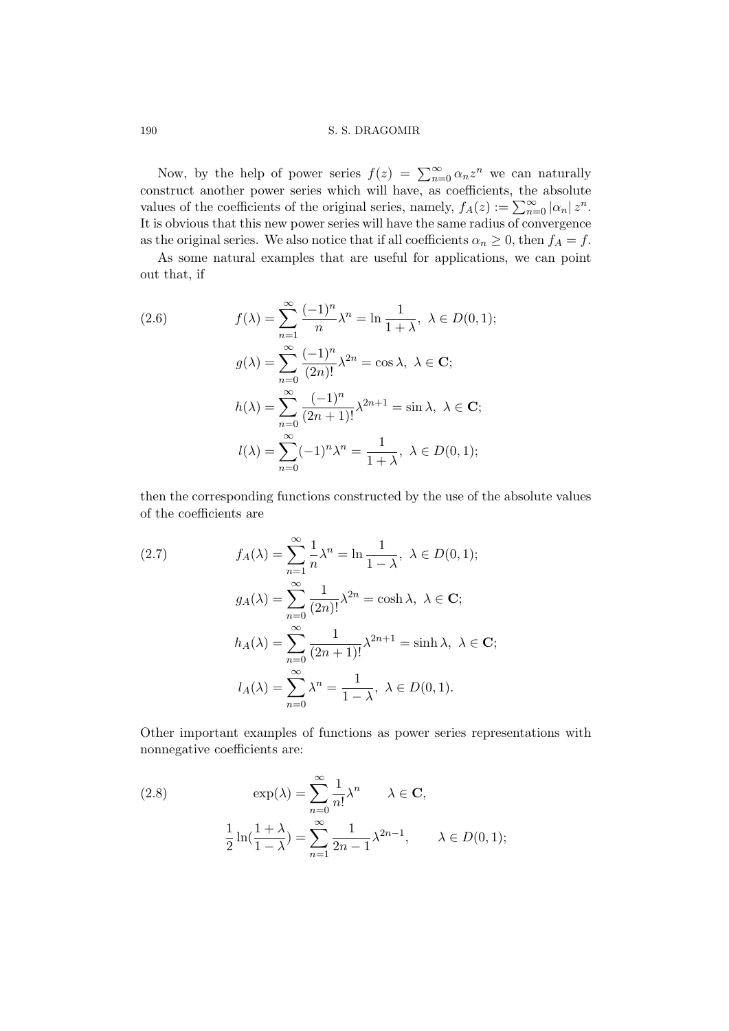Now, by the help of power series $f(z) = \sum_{n=0}^{\infty} \alpha_n z^n$ we can naturally construct another power series which will have, as coefficients, the absolute values of the coefficients of the original series, namely, $f_A(z) := \sum_{n=0}^{\infty} |\alpha_n| z^n$. It is obvious that this new power series will have the same radius of convergence as the original series. We also notice that if all coefficients $\alpha_n \geq 0$, then $f_A = f$.

As some natural examples that are useful for applications, we can point out that, if

$$
\begin{aligned}
f(\lambda) &= \sum_{n=1}^{\infty} \frac{(-1)^n}{n} \lambda^n = \ln \frac{1}{1+\lambda}, \ \lambda \in D(0,1); \\
g(\lambda) &= \sum_{n=0}^{\infty} \frac{(-1)^n}{(2n)!} \lambda^{2n} = \cos \lambda, \ \lambda \in \mathbf{C}; \\
h(\lambda) &= \sum_{n=0}^{\infty} \frac{(-1)^n}{(2n+1)!} \lambda^{2n+1} = \sin \lambda, \ \lambda \in \mathbf{C}; \\
l(\lambda) &= \sum_{n=0}^{\infty} (-1)^n \lambda^n = \frac{1}{1+\lambda}, \ \lambda \in D(0,1);
\end{aligned} \tag{2.6}
$$

then the corresponding functions constructed by the use of the absolute values of the coefficients are

$$
\begin{aligned}
f_A(\lambda) &= \sum_{n=1}^{\infty} \frac{1}{n} \lambda^n = \ln \frac{1}{1-\lambda}, \ \lambda \in D(0,1); \\
g_A(\lambda) &= \sum_{n=0}^{\infty} \frac{1}{(2n)!} \lambda^{2n} = \cosh \lambda, \ \lambda \in \mathbf{C}; \\
h_A(\lambda) &= \sum_{n=0}^{\infty} \frac{1}{(2n+1)!} \lambda^{2n+1} = \sinh \lambda, \ \lambda \in \mathbf{C}; \\
l_A(\lambda) &= \sum_{n=0}^{\infty} \lambda^n = \frac{1}{1-\lambda}, \ \lambda \in D(0,1).
\end{aligned} \tag{2.7}
$$

Other important examples of functions as power series representations with nonnegative coefficients are:

$$
\begin{aligned}
\exp(\lambda) &= \sum_{n=0}^{\infty} \frac{1}{n!} \lambda^n \qquad \lambda \in \mathbf{C}, \\
\frac{1}{2} \ln(\frac{1+\lambda}{1-\lambda}) &= \sum_{n=1}^{\infty} \frac{1}{2n-1} \lambda^{2n-1}, \qquad \lambda \in D(0,1);
\end{aligned} \tag{2.8}
$$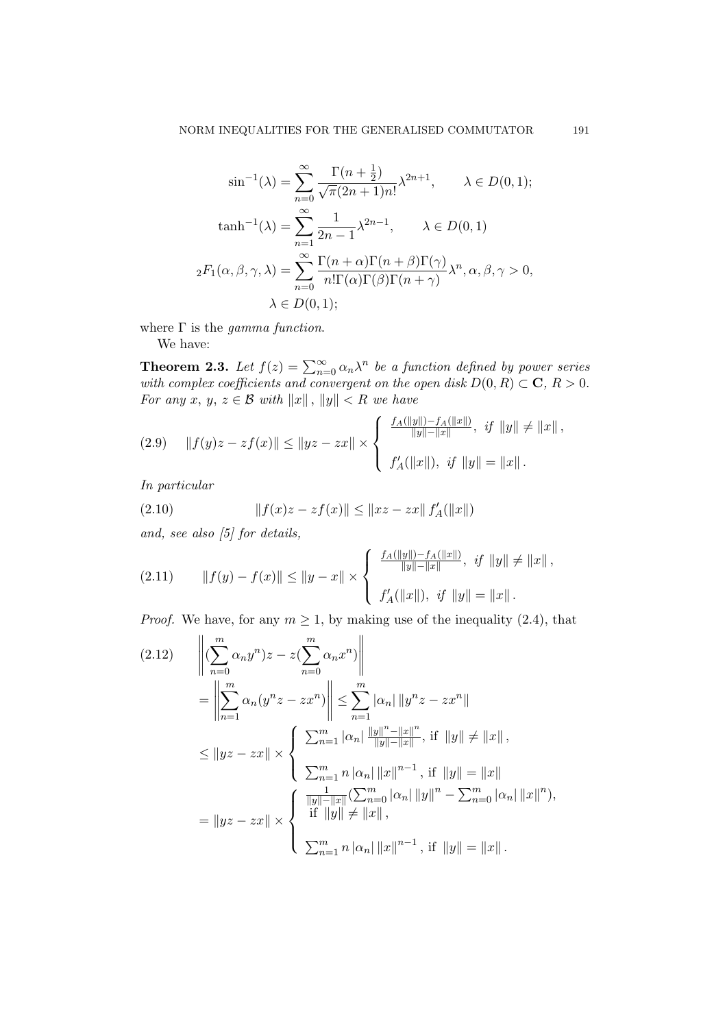$$\sin^{-1}(\lambda) = \sum_{n=0}^{\infty} \frac{\Gamma(n+\frac{1}{2})}{\sqrt{\pi}(2n+1)n!} \lambda^{2n+1}, \qquad \lambda \in D(0,1);$$

$$\tanh^{-1}(\lambda) = \sum_{n=1}^{\infty} \frac{1}{2n-1} \lambda^{2n-1}, \qquad \lambda \in D(0,1)$$

$${}_2F_1(\alpha,\beta,\gamma,\lambda) = \sum_{n=0}^{\infty} \frac{\Gamma(n+\alpha)\Gamma(n+\beta)\Gamma(\gamma)}{n!\Gamma(\alpha)\Gamma(\beta)\Gamma(n+\gamma)} \lambda^n, \alpha,\beta,\gamma > 0,$$
$$\lambda \in D(0,1);$$

where $\Gamma$ is the *gamma function*.

We have:

**Theorem 2.3.** *Let $f(z) = \sum_{n=0}^{\infty} \alpha_n \lambda^n$ be a function defined by power series with complex coefficients and convergent on the open disk $D(0,R) \subset \mathbf{C}$, $R > 0$. For any $x, y, z \in \mathcal{B}$ with $\|x\|, \|y\| < R$ we have*

$$\|f(y)z - zf(x)\| \leq \|yz - zx\| \times \begin{cases} \frac{f_A(\|y\|) - f_A(\|x\|)}{\|y\| - \|x\|}, & \text{if } \|y\| \neq \|x\|, \\ \\ f_A'(\|x\|), & \text{if } \|y\| = \|x\|. \end{cases} \tag{2.9}$$

*In particular*

$$\|f(x)z - zf(x)\| \leq \|xz - zx\| \, f_A'(\|x\|) \tag{2.10}$$

*and, see also [5] for details,*

$$\|f(y) - f(x)\| \leq \|y - x\| \times \begin{cases} \frac{f_A(\|y\|) - f_A(\|x\|)}{\|y\| - \|x\|}, & \text{if } \|y\| \neq \|x\|, \\ \\ f_A'(\|x\|), & \text{if } \|y\| = \|x\|. \end{cases} \tag{2.11}$$

*Proof.* We have, for any $m \geq 1$, by making use of the inequality (2.4), that

$$\begin{aligned}
&\left\| \left(\sum_{n=0}^{m} \alpha_n y^n\right) z - z\left(\sum_{n=0}^{m} \alpha_n x^n\right) \right\| \qquad (2.12) \\
&= \left\| \sum_{n=1}^{m} \alpha_n (y^n z - z x^n) \right\| \leq \sum_{n=1}^{m} |\alpha_n| \, \|y^n z - z x^n\| \\
&\leq \|yz - zx\| \times \begin{cases} \sum_{n=1}^{m} |\alpha_n| \frac{\|y\|^n - \|x\|^n}{\|y\| - \|x\|}, \text{ if } \|y\| \neq \|x\|, \\ \\ \sum_{n=1}^{m} n |\alpha_n| \, \|x\|^{n-1}, \text{ if } \|y\| = \|x\| \end{cases} \\
&= \|yz - zx\| \times \begin{cases} \frac{1}{\|y\| - \|x\|} \left(\sum_{n=0}^{m} |\alpha_n| \, \|y\|^n - \sum_{n=0}^{m} |\alpha_n| \, \|x\|^n\right), \\ \text{ if } \|y\| \neq \|x\|, \\ \\ \sum_{n=1}^{m} n |\alpha_n| \, \|x\|^{n-1}, \text{ if } \|y\| = \|x\|. \end{cases}
\end{aligned}$$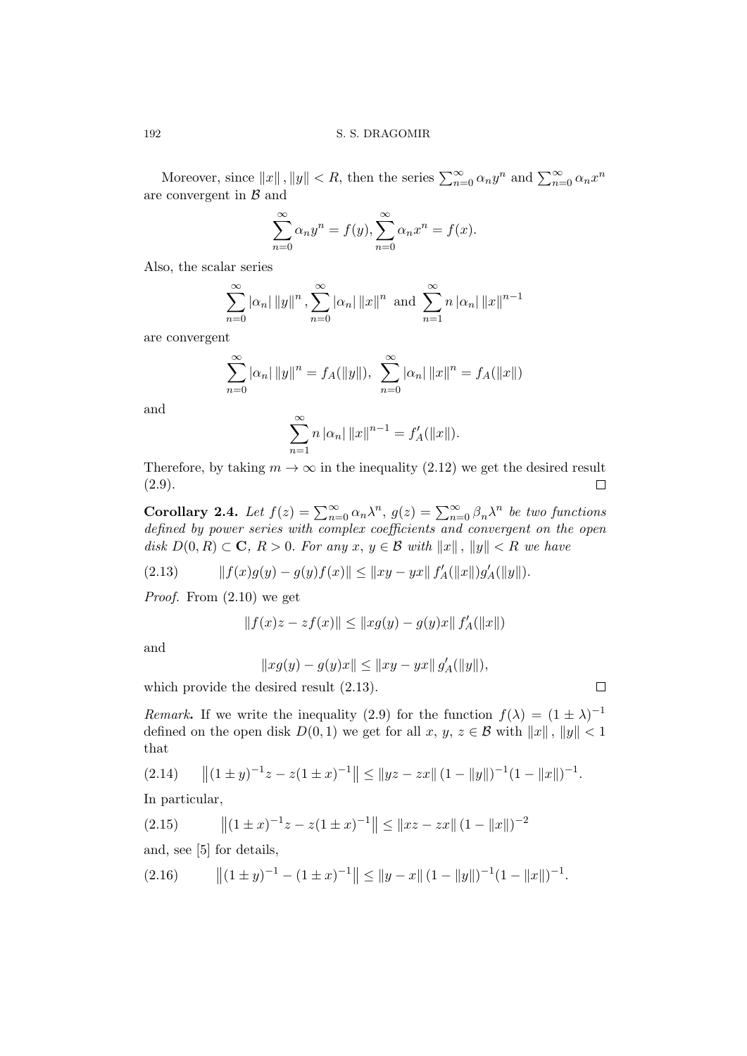Moreover, since $\|x\|, \|y\| < R$, then the series $\sum_{n=0}^{\infty} \alpha_n y^n$ and $\sum_{n=0}^{\infty} \alpha_n x^n$ are convergent in $\mathcal{B}$ and

$$\sum_{n=0}^{\infty} \alpha_n y^n = f(y), \sum_{n=0}^{\infty} \alpha_n x^n = f(x).$$

Also, the scalar series

$$\sum_{n=0}^{\infty} |\alpha_n| \|y\|^n, \sum_{n=0}^{\infty} |\alpha_n| \|x\|^n \text{ and } \sum_{n=1}^{\infty} n |\alpha_n| \|x\|^{n-1}$$

are convergent

$$\sum_{n=0}^{\infty} |\alpha_n| \|y\|^n = f_A(\|y\|), \ \sum_{n=0}^{\infty} |\alpha_n| \|x\|^n = f_A(\|x\|)$$

and

$$\sum_{n=1}^{\infty} n |\alpha_n| \|x\|^{n-1} = f_A'(\|x\|).$$

Therefore, by taking $m \to \infty$ in the inequality (2.12) we get the desired result (2.9). $\square$

**Corollary 2.4.** *Let $f(z) = \sum_{n=0}^{\infty} \alpha_n \lambda^n$, $g(z) = \sum_{n=0}^{\infty} \beta_n \lambda^n$ be two functions defined by power series with complex coefficients and convergent on the open disk $D(0, R) \subset \mathbf{C}$, $R > 0$. For any $x$, $y \in \mathcal{B}$ with $\|x\|, \|y\| < R$ we have*

$$\|f(x)g(y) - g(y)f(x)\| \leq \|xy - yx\| f_A'(\|x\|) g_A'(\|y\|). \tag{2.13}$$

*Proof.* From (2.10) we get

$$\|f(x)z - zf(x)\| \leq \|xg(y) - g(y)x\| f_A'(\|x\|)$$

and

$$\|xg(y) - g(y)x\| \leq \|xy - yx\| g_A'(\|y\|),$$

which provide the desired result (2.13). $\square$

*Remark.* If we write the inequality (2.9) for the function $f(\lambda) = (1 \pm \lambda)^{-1}$ defined on the open disk $D(0, 1)$ we get for all $x$, $y$, $z \in \mathcal{B}$ with $\|x\|, \|y\| < 1$ that

$$\left\|(1 \pm y)^{-1} z - z(1 \pm x)^{-1}\right\| \leq \|yz - zx\| (1 - \|y\|)^{-1} (1 - \|x\|)^{-1}. \tag{2.14}$$

In particular,

$$\left\|(1 \pm x)^{-1} z - z(1 \pm x)^{-1}\right\| \leq \|xz - zx\| (1 - \|x\|)^{-2} \tag{2.15}$$

and, see [5] for details,

$$\left\|(1 \pm y)^{-1} - (1 \pm x)^{-1}\right\| \leq \|y - x\| (1 - \|y\|)^{-1} (1 - \|x\|)^{-1}. \tag{2.16}$$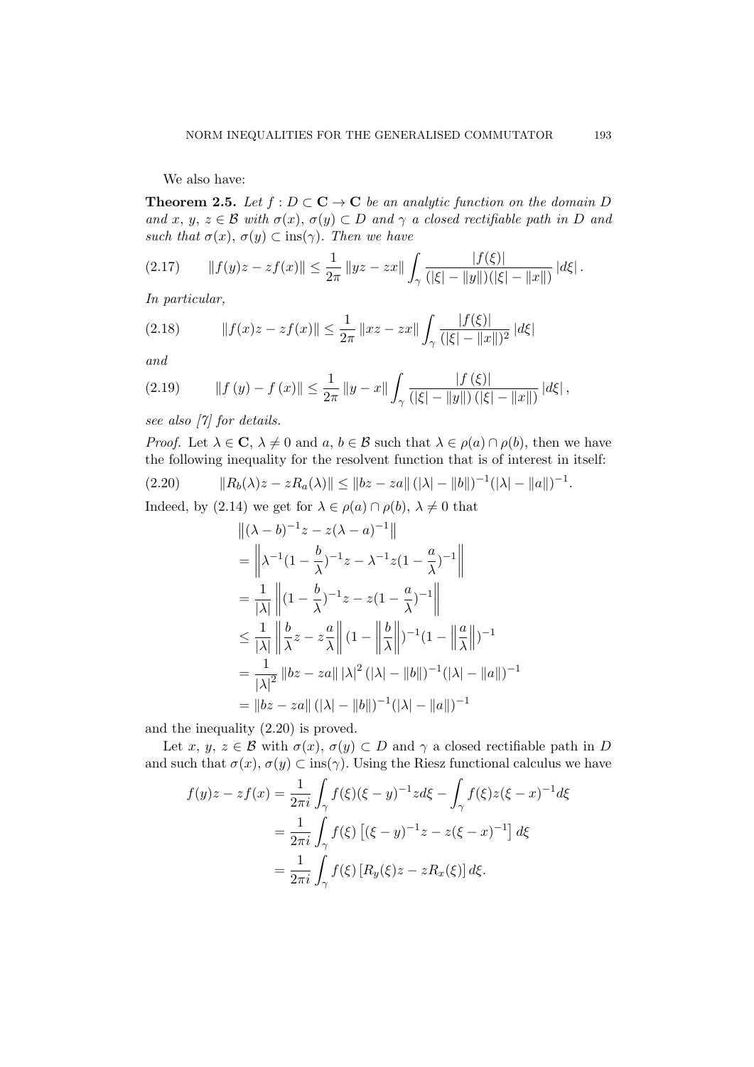We also have:

**Theorem 2.5.** *Let $f : D \subset \mathbf{C} \to \mathbf{C}$ be an analytic function on the domain $D$ and $x, y, z \in \mathcal{B}$ with $\sigma(x), \sigma(y) \subset D$ and $\gamma$ a closed rectifiable path in $D$ and such that $\sigma(x), \sigma(y) \subset \operatorname{ins}(\gamma)$. Then we have*

$$\|f(y)z - zf(x)\| \leq \frac{1}{2\pi} \|yz - zx\| \int_\gamma \frac{|f(\xi)|}{(|\xi| - \|y\|)(|\xi| - \|x\|)} |d\xi| . \tag{2.17}$$

*In particular,*

$$\|f(x)z - zf(x)\| \leq \frac{1}{2\pi} \|xz - zx\| \int_\gamma \frac{|f(\xi)|}{(|\xi| - \|x\|)^2} |d\xi| \tag{2.18}$$

*and*

$$\|f(y) - f(x)\| \leq \frac{1}{2\pi} \|y - x\| \int_\gamma \frac{|f(\xi)|}{(|\xi| - \|y\|)(|\xi| - \|x\|)} |d\xi| , \tag{2.19}$$

*see also [7] for details.*

*Proof.* Let $\lambda \in \mathbf{C}$, $\lambda \neq 0$ and $a, b \in \mathcal{B}$ such that $\lambda \in \rho(a) \cap \rho(b)$, then we have the following inequality for the resolvent function that is of interest in itself:

$$\|R_b(\lambda)z - zR_a(\lambda)\| \leq \|bz - za\| (|\lambda| - \|b\|)^{-1}(|\lambda| - \|a\|)^{-1}. \tag{2.20}$$

Indeed, by (2.14) we get for $\lambda \in \rho(a) \cap \rho(b)$, $\lambda \neq 0$ that

$$\begin{aligned}
&\left\|(\lambda - b)^{-1}z - z(\lambda - a)^{-1}\right\| \\
&= \left\|\lambda^{-1}(1 - \frac{b}{\lambda})^{-1}z - \lambda^{-1}z(1 - \frac{a}{\lambda})^{-1}\right\| \\
&= \frac{1}{|\lambda|}\left\|(1 - \frac{b}{\lambda})^{-1}z - z(1 - \frac{a}{\lambda})^{-1}\right\| \\
&\leq \frac{1}{|\lambda|}\left\|\frac{b}{\lambda}z - z\frac{a}{\lambda}\right\|(1 - \left\|\frac{b}{\lambda}\right\|)^{-1}(1 - \left\|\frac{a}{\lambda}\right\|)^{-1} \\
&= \frac{1}{|\lambda|^2}\|bz - za\| |\lambda|^2 (|\lambda| - \|b\|)^{-1}(|\lambda| - \|a\|)^{-1} \\
&= \|bz - za\| (|\lambda| - \|b\|)^{-1}(|\lambda| - \|a\|)^{-1}
\end{aligned}$$

and the inequality (2.20) is proved.

Let $x, y, z \in \mathcal{B}$ with $\sigma(x), \sigma(y) \subset D$ and $\gamma$ a closed rectifiable path in $D$ and such that $\sigma(x), \sigma(y) \subset \operatorname{ins}(\gamma)$. Using the Riesz functional calculus we have

$$\begin{aligned}
f(y)z - zf(x) &= \frac{1}{2\pi i}\int_\gamma f(\xi)(\xi - y)^{-1}z d\xi - \int_\gamma f(\xi)z(\xi - x)^{-1}d\xi \\
&= \frac{1}{2\pi i}\int_\gamma f(\xi)\left[(\xi - y)^{-1}z - z(\xi - x)^{-1}\right] d\xi \\
&= \frac{1}{2\pi i}\int_\gamma f(\xi)\left[R_y(\xi)z - zR_x(\xi)\right] d\xi.
\end{aligned}$$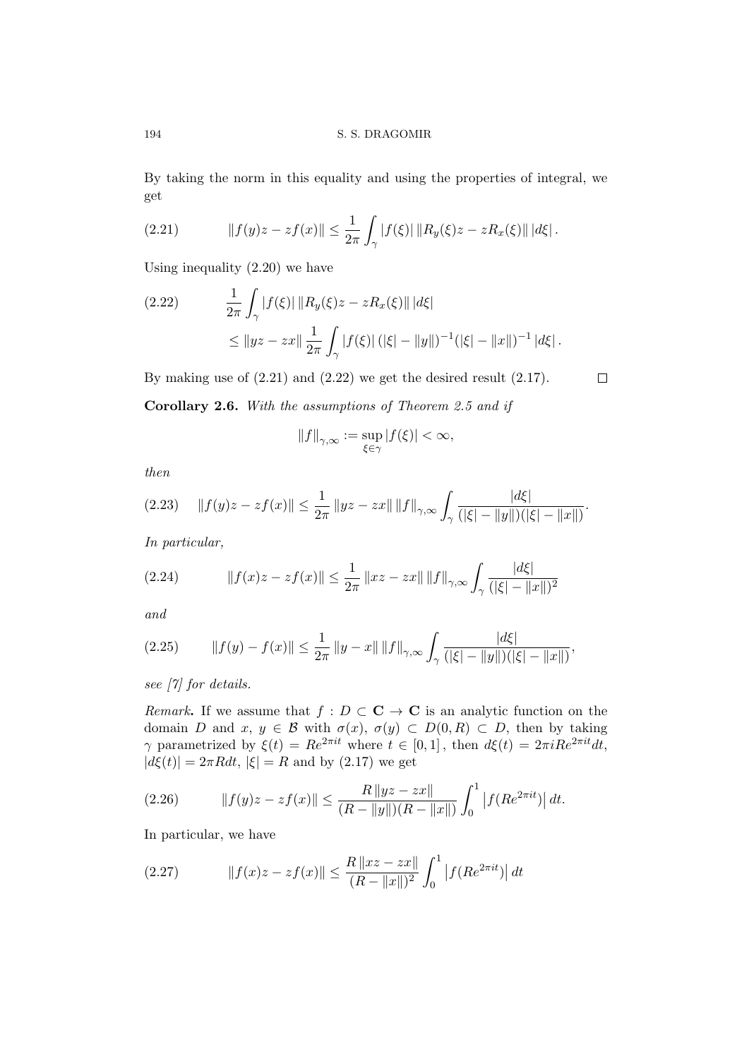By taking the norm in this equality and using the properties of integral, we get

$$\|f(y)z - zf(x)\| \leq \frac{1}{2\pi} \int_\gamma |f(\xi)| \, \|R_y(\xi)z - zR_x(\xi)\| \, |d\xi| . \tag{2.21}$$

Using inequality (2.20) we have

$$\begin{aligned} & \frac{1}{2\pi} \int_\gamma |f(\xi)| \, \|R_y(\xi)z - zR_x(\xi)\| \, |d\xi| \\ & \leq \|yz - zx\| \, \frac{1}{2\pi} \int_\gamma |f(\xi)| \, (|\xi| - \|y\|)^{-1} (|\xi| - \|x\|)^{-1} \, |d\xi| . \end{aligned} \tag{2.22}$$

By making use of (2.21) and (2.22) we get the desired result (2.17). $\square$

**Corollary 2.6.** *With the assumptions of Theorem 2.5 and if*

$$\|f\|_{\gamma,\infty} := \sup_{\xi \in \gamma} |f(\xi)| < \infty,$$

*then*

$$\|f(y)z - zf(x)\| \leq \frac{1}{2\pi} \|yz - zx\| \, \|f\|_{\gamma,\infty} \int_\gamma \frac{|d\xi|}{(|\xi| - \|y\|)(|\xi| - \|x\|)} . \tag{2.23}$$

*In particular,*

$$\|f(x)z - zf(x)\| \leq \frac{1}{2\pi} \|xz - zx\| \, \|f\|_{\gamma,\infty} \int_\gamma \frac{|d\xi|}{(|\xi| - \|x\|)^2} \tag{2.24}$$

*and*

$$\|f(y) - f(x)\| \leq \frac{1}{2\pi} \|y - x\| \, \|f\|_{\gamma,\infty} \int_\gamma \frac{|d\xi|}{(|\xi| - \|y\|)(|\xi| - \|x\|)} , \tag{2.25}$$

*see [7] for details.*

*Remark***.** If we assume that $f : D \subset \mathbf{C} \to \mathbf{C}$ is an analytic function on the domain $D$ and $x, y \in \mathcal{B}$ with $\sigma(x), \sigma(y) \subset D(0, R) \subset D$, then by taking $\gamma$ parametrized by $\xi(t) = Re^{2\pi i t}$ where $t \in [0, 1]$, then $d\xi(t) = 2\pi i Re^{2\pi i t} dt$, $|d\xi(t)| = 2\pi R dt$, $|\xi| = R$ and by (2.17) we get

$$\|f(y)z - zf(x)\| \leq \frac{R \|yz - zx\|}{(R - \|y\|)(R - \|x\|)} \int_0^1 \left| f(Re^{2\pi i t}) \right| dt. \tag{2.26}$$

In particular, we have

$$\|f(x)z - zf(x)\| \leq \frac{R \|xz - zx\|}{(R - \|x\|)^2} \int_0^1 \left| f(Re^{2\pi i t}) \right| dt \tag{2.27}$$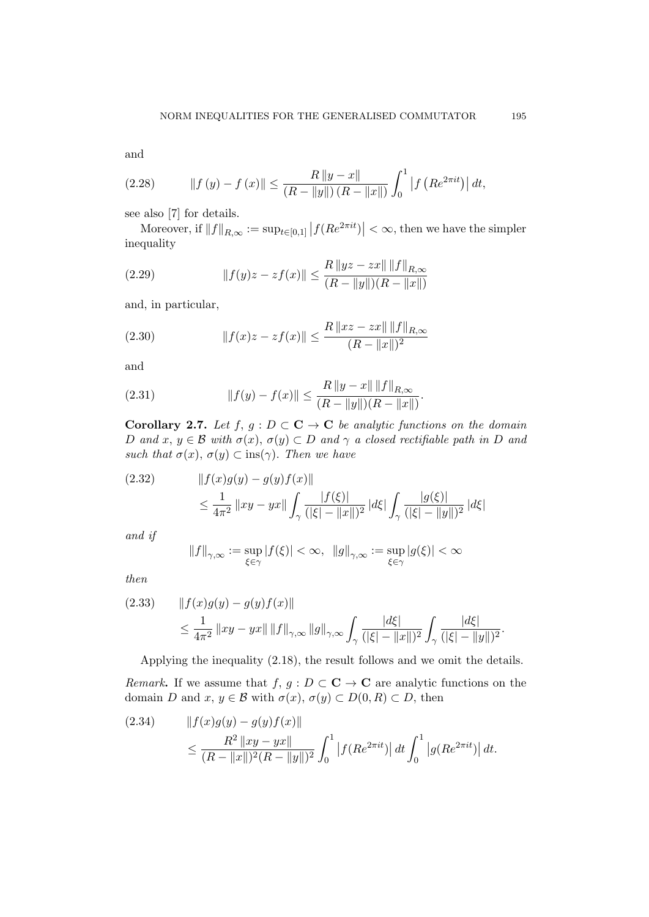and

$$\|f(y) - f(x)\| \leq \frac{R\|y - x\|}{(R - \|y\|)(R - \|x\|)} \int_0^1 \left| f\left(Re^{2\pi it}\right)\right| dt, \tag{2.28}$$

see also [7] for details.

Moreover, if $\|f\|_{R,\infty} := \sup_{t\in[0,1]} \left|f(Re^{2\pi it})\right| < \infty$, then we have the simpler inequality

$$\|f(y)z - zf(x)\| \leq \frac{R\|yz - zx\| \|f\|_{R,\infty}}{(R - \|y\|)(R - \|x\|)} \tag{2.29}$$

and, in particular,

$$\|f(x)z - zf(x)\| \leq \frac{R\|xz - zx\| \|f\|_{R,\infty}}{(R - \|x\|)^2} \tag{2.30}$$

and

$$\|f(y) - f(x)\| \leq \frac{R\|y - x\| \|f\|_{R,\infty}}{(R - \|y\|)(R - \|x\|)}. \tag{2.31}$$

**Corollary 2.7.** *Let $f$, $g : D \subset \mathbf{C} \to \mathbf{C}$ be analytic functions on the domain $D$ and $x$, $y \in \mathcal{B}$ with $\sigma(x)$, $\sigma(y) \subset D$ and $\gamma$ a closed rectifiable path in $D$ and such that $\sigma(x)$, $\sigma(y) \subset \operatorname{ins}(\gamma)$. Then we have*

$$\begin{aligned} &\|f(x)g(y) - g(y)f(x)\| \\ &\quad\leq \frac{1}{4\pi^2}\|xy - yx\| \int_\gamma \frac{|f(\xi)|}{(|\xi| - \|x\|)^2}|d\xi| \int_\gamma \frac{|g(\xi)|}{(|\xi| - \|y\|)^2}|d\xi| \end{aligned} \tag{2.32}$$

*and if*

$$\|f\|_{\gamma,\infty} := \sup_{\xi\in\gamma}|f(\xi)| < \infty, \;\; \|g\|_{\gamma,\infty} := \sup_{\xi\in\gamma}|g(\xi)| < \infty$$

*then*

$$\begin{aligned} &\|f(x)g(y) - g(y)f(x)\| \\ &\quad\leq \frac{1}{4\pi^2}\|xy - yx\| \|f\|_{\gamma,\infty} \|g\|_{\gamma,\infty} \int_\gamma \frac{|d\xi|}{(|\xi| - \|x\|)^2} \int_\gamma \frac{|d\xi|}{(|\xi| - \|y\|)^2}. \end{aligned} \tag{2.33}$$

Applying the inequality (2.18), the result follows and we omit the details.

*Remark.* If we assume that $f$, $g : D \subset \mathbf{C} \to \mathbf{C}$ are analytic functions on the domain $D$ and $x$, $y \in \mathcal{B}$ with $\sigma(x)$, $\sigma(y) \subset D(0, R) \subset D$, then

$$\begin{aligned} &\|f(x)g(y) - g(y)f(x)\| \\ &\quad\leq \frac{R^2\|xy - yx\|}{(R - \|x\|)^2(R - \|y\|)^2} \int_0^1 \left|f(Re^{2\pi it})\right| dt \int_0^1 \left|g(Re^{2\pi it})\right| dt. \end{aligned} \tag{2.34}$$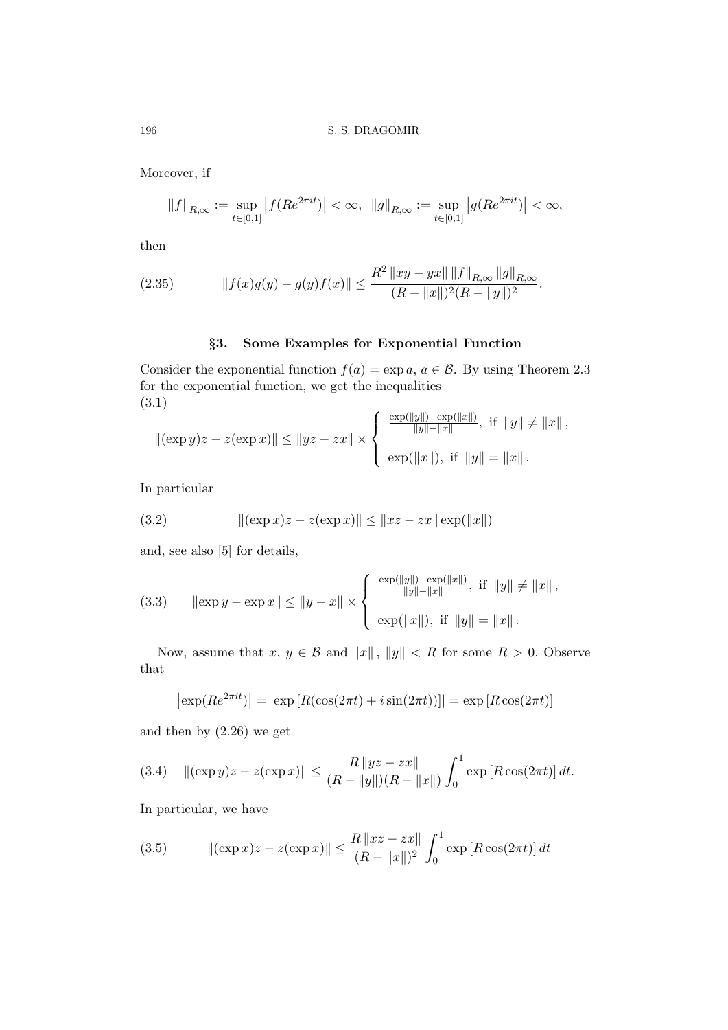Moreover, if

$$\|f\|_{R,\infty} := \sup_{t\in[0,1]} \left|f(Re^{2\pi it})\right| < \infty, \;\; \|g\|_{R,\infty} := \sup_{t\in[0,1]} \left|g(Re^{2\pi it})\right| < \infty,$$

then

$$\|f(x)g(y) - g(y)f(x)\| \leq \frac{R^2 \|xy - yx\| \|f\|_{R,\infty} \|g\|_{R,\infty}}{(R - \|x\|)^2 (R - \|y\|)^2}. \tag{2.35}$$

## §3. Some Examples for Exponential Function

Consider the exponential function $f(a) = \exp a$, $a \in \mathcal{B}$. By using Theorem 2.3 for the exponential function, we get the inequalities

$$\|(\exp y)z - z(\exp x)\| \leq \|yz - zx\| \times \begin{cases} \frac{\exp(\|y\|) - \exp(\|x\|)}{\|y\| - \|x\|}, \text{ if } \|y\| \neq \|x\|, \\ \\ \exp(\|x\|), \text{ if } \|y\| = \|x\|. \end{cases} \tag{3.1}$$

In particular

$$\|(\exp x)z - z(\exp x)\| \leq \|xz - zx\| \exp(\|x\|) \tag{3.2}$$

and, see also [5] for details,

$$\|\exp y - \exp x\| \leq \|y - x\| \times \begin{cases} \frac{\exp(\|y\|) - \exp(\|x\|)}{\|y\| - \|x\|}, \text{ if } \|y\| \neq \|x\|, \\ \\ \exp(\|x\|), \text{ if } \|y\| = \|x\|. \end{cases} \tag{3.3}$$

Now, assume that $x$, $y \in \mathcal{B}$ and $\|x\|$, $\|y\| < R$ for some $R > 0$. Observe that

$$\left|\exp(Re^{2\pi it})\right| = \left|\exp\left[R(\cos(2\pi t) + i\sin(2\pi t))\right]\right| = \exp\left[R\cos(2\pi t)\right]$$

and then by (2.26) we get

$$\|(\exp y)z - z(\exp x)\| \leq \frac{R\|yz - zx\|}{(R - \|y\|)(R - \|x\|)} \int_0^1 \exp\left[R\cos(2\pi t)\right] dt. \tag{3.4}$$

In particular, we have

$$\|(\exp x)z - z(\exp x)\| \leq \frac{R\|xz - zx\|}{(R - \|x\|)^2} \int_0^1 \exp\left[R\cos(2\pi t)\right] dt \tag{3.5}$$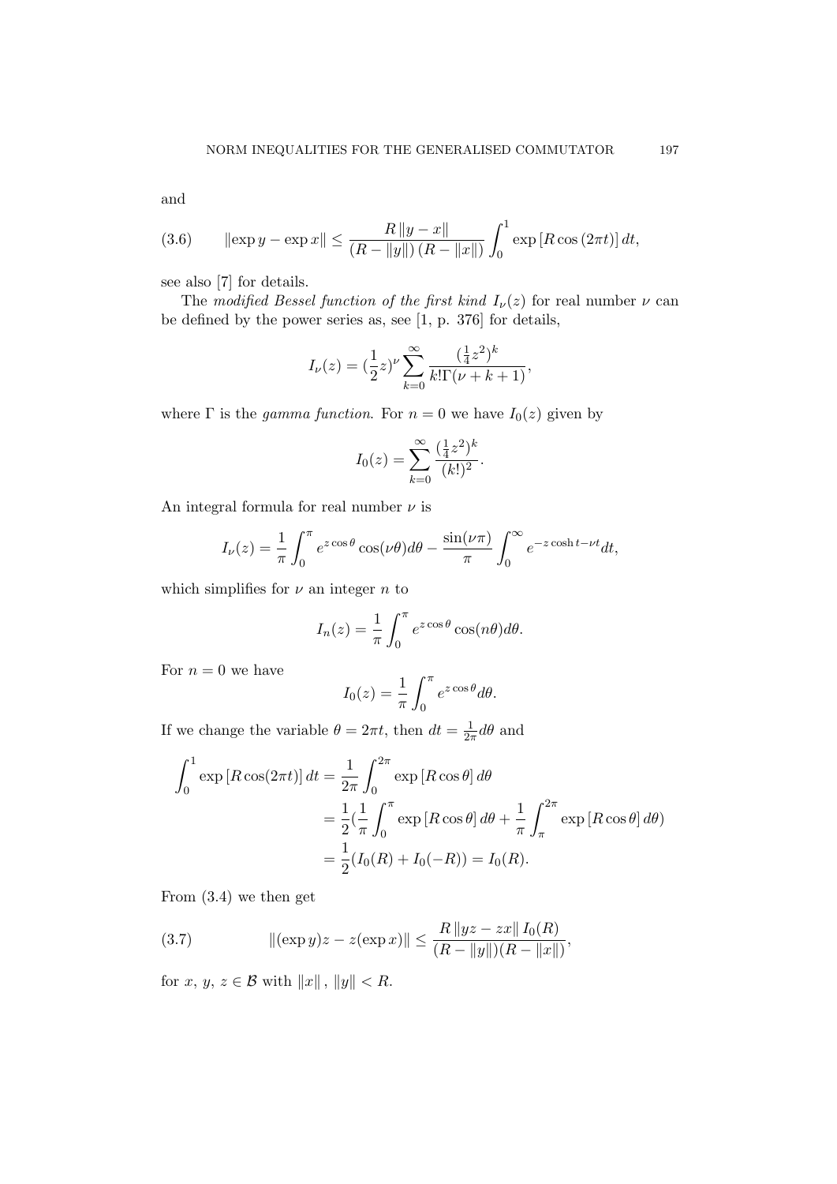and

$$\|\exp y - \exp x\| \leq \frac{R\,\|y-x\|}{(R-\|y\|)\,(R-\|x\|)} \int_0^1 \exp\left[R\cos\left(2\pi t\right)\right] dt, \tag{3.6}$$

see also [7] for details.

The *modified Bessel function of the first kind* $I_\nu(z)$ for real number $\nu$ can be defined by the power series as, see [1, p. 376] for details,

$$I_\nu(z) = (\frac{1}{2}z)^\nu \sum_{k=0}^{\infty} \frac{(\frac{1}{4}z^2)^k}{k!\Gamma(\nu+k+1)},$$

where $\Gamma$ is the *gamma function*. For $n = 0$ we have $I_0(z)$ given by

$$I_0(z) = \sum_{k=0}^{\infty} \frac{(\frac{1}{4}z^2)^k}{(k!)^2}.$$

An integral formula for real number $\nu$ is

$$I_\nu(z) = \frac{1}{\pi}\int_0^\pi e^{z\cos\theta}\cos(\nu\theta)d\theta - \frac{\sin(\nu\pi)}{\pi}\int_0^\infty e^{-z\cosh t - \nu t}dt,$$

which simplifies for $\nu$ an integer $n$ to

$$I_n(z) = \frac{1}{\pi}\int_0^\pi e^{z\cos\theta}\cos(n\theta)d\theta.$$

For $n = 0$ we have

$$I_0(z) = \frac{1}{\pi}\int_0^\pi e^{z\cos\theta}d\theta.$$

If we change the variable $\theta = 2\pi t$, then $dt = \frac{1}{2\pi}d\theta$ and

$$\begin{aligned}
\int_0^1 \exp\left[R\cos(2\pi t)\right] dt &= \frac{1}{2\pi}\int_0^{2\pi} \exp\left[R\cos\theta\right] d\theta \\
&= \frac{1}{2}(\frac{1}{\pi}\int_0^{\pi} \exp\left[R\cos\theta\right] d\theta + \frac{1}{\pi}\int_\pi^{2\pi} \exp\left[R\cos\theta\right] d\theta) \\
&= \frac{1}{2}(I_0(R) + I_0(-R)) = I_0(R).
\end{aligned}$$

From (3.4) we then get

$$\|(\exp y)z - z(\exp x)\| \leq \frac{R\,\|yz - zx\|\, I_0(R)}{(R-\|y\|)(R-\|x\|)}, \tag{3.7}$$

for $x,\, y,\, z \in \mathcal{B}$ with $\|x\|,\, \|y\| < R$.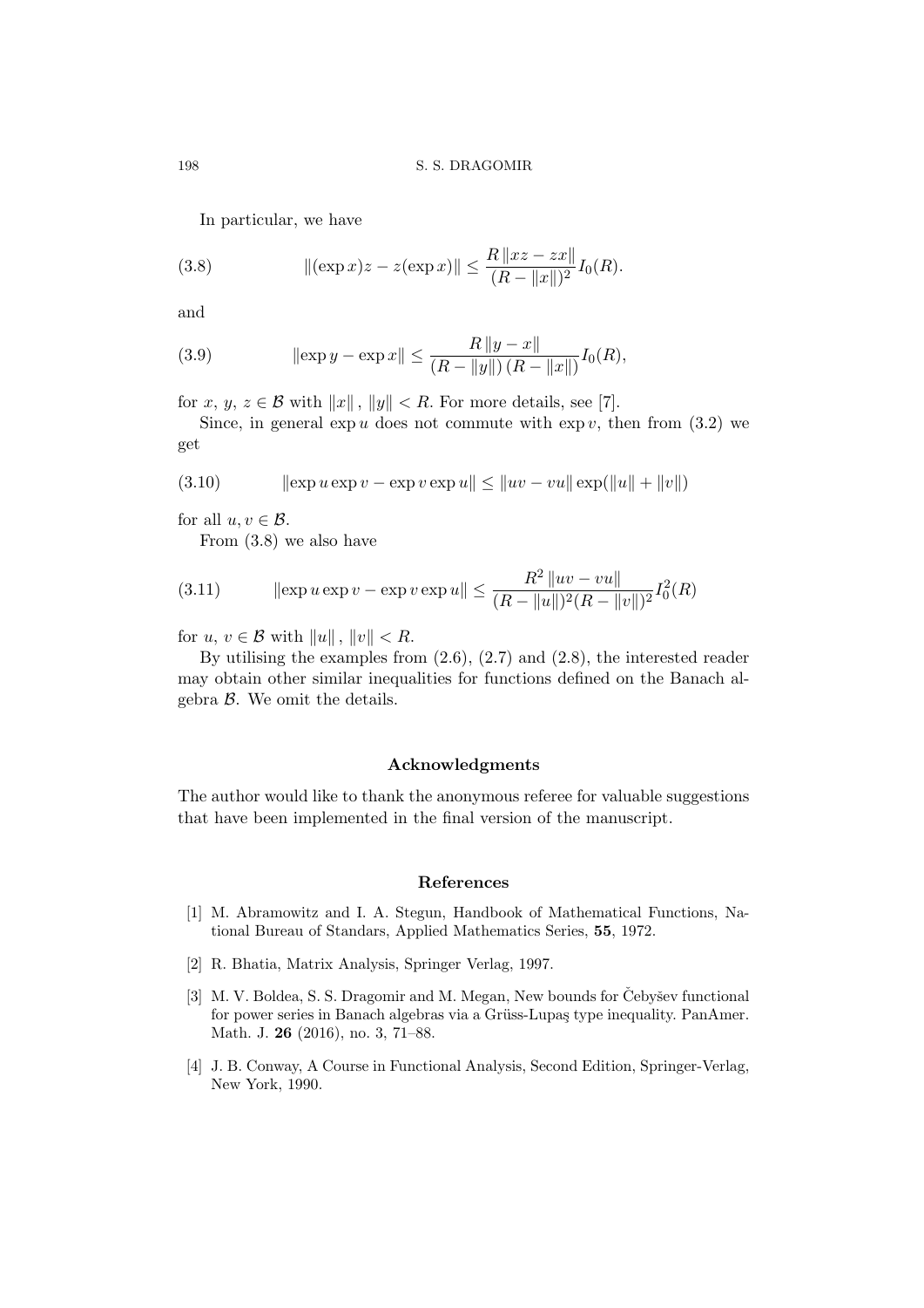In particular, we have

$$\|(\exp x)z - z(\exp x)\| \leq \frac{R\,\|xz - zx\|}{(R - \|x\|)^2} I_0(R). \tag{3.8}$$

and

$$\|\exp y - \exp x\| \leq \frac{R\,\|y - x\|}{(R - \|y\|)\,(R - \|x\|)} I_0(R), \tag{3.9}$$

for $x,\, y,\, z \in \mathcal{B}$ with $\|x\|\,,\, \|y\| < R$. For more details, see [7].

Since, in general $\exp u$ does not commute with $\exp v$, then from (3.2) we get

$$\|\exp u \exp v - \exp v \exp u\| \leq \|uv - vu\| \exp(\|u\| + \|v\|) \tag{3.10}$$

for all $u, v \in \mathcal{B}$.

From (3.8) we also have

$$\|\exp u \exp v - \exp v \exp u\| \leq \frac{R^2\,\|uv - vu\|}{(R - \|u\|)^2 (R - \|v\|)^2} I_0^2(R) \tag{3.11}$$

for $u,\, v \in \mathcal{B}$ with $\|u\|\,,\, \|v\| < R$.

By utilising the examples from (2.6), (2.7) and (2.8), the interested reader may obtain other similar inequalities for functions defined on the Banach algebra $\mathcal{B}$. We omit the details.

## Acknowledgments

The author would like to thank the anonymous referee for valuable suggestions that have been implemented in the final version of the manuscript.

## References

[1] M. Abramowitz and I. A. Stegun, Handbook of Mathematical Functions, National Bureau of Standars, Applied Mathematics Series, **55**, 1972.

[2] R. Bhatia, Matrix Analysis, Springer Verlag, 1997.

[3] M. V. Boldea, S. S. Dragomir and M. Megan, New bounds for Čebyšev functional for power series in Banach algebras via a Grüss-Lupaş type inequality. PanAmer. Math. J. **26** (2016), no. 3, 71–88.

[4] J. B. Conway, A Course in Functional Analysis, Second Edition, Springer-Verlag, New York, 1990.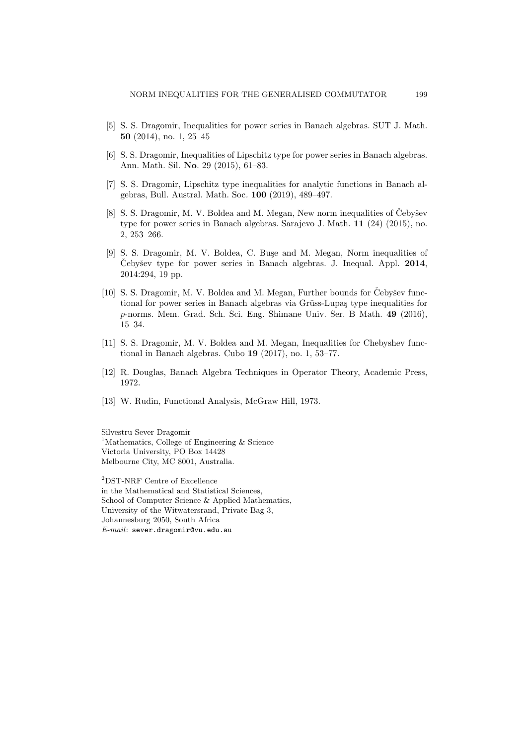[5] S. S. Dragomir, Inequalities for power series in Banach algebras. SUT J. Math. **50** (2014), no. 1, 25–45

[6] S. S. Dragomir, Inequalities of Lipschitz type for power series in Banach algebras. Ann. Math. Sil. **No**. 29 (2015), 61–83.

[7] S. S. Dragomir, Lipschitz type inequalities for analytic functions in Banach algebras, Bull. Austral. Math. Soc. **100** (2019), 489–497.

[8] S. S. Dragomir, M. V. Boldea and M. Megan, New norm inequalities of Čebyšev type for power series in Banach algebras. Sarajevo J. Math. **11** (24) (2015), no. 2, 253–266.

[9] S. S. Dragomir, M. V. Boldea, C. Buşe and M. Megan, Norm inequalities of Čebyšev type for power series in Banach algebras. J. Inequal. Appl. **2014**, 2014:294, 19 pp.

[10] S. S. Dragomir, M. V. Boldea and M. Megan, Further bounds for Čebyšev functional for power series in Banach algebras via Grüss-Lupaş type inequalities for $p$-norms. Mem. Grad. Sch. Sci. Eng. Shimane Univ. Ser. B Math. **49** (2016), 15–34.

[11] S. S. Dragomir, M. V. Boldea and M. Megan, Inequalities for Chebyshev functional in Banach algebras. Cubo **19** (2017), no. 1, 53–77.

[12] R. Douglas, Banach Algebra Techniques in Operator Theory, Academic Press, 1972.

[13] W. Rudin, Functional Analysis, McGraw Hill, 1973.

Silvestru Sever Dragomir
[1]Mathematics, College of Engineering & Science
Victoria University, PO Box 14428
Melbourne City, MC 8001, Australia.

[2]DST-NRF Centre of Excellence
in the Mathematical and Statistical Sciences,
School of Computer Science & Applied Mathematics,
University of the Witwatersrand, Private Bag 3,
Johannesburg 2050, South Africa
*E-mail*: sever.dragomir@vu.edu.au